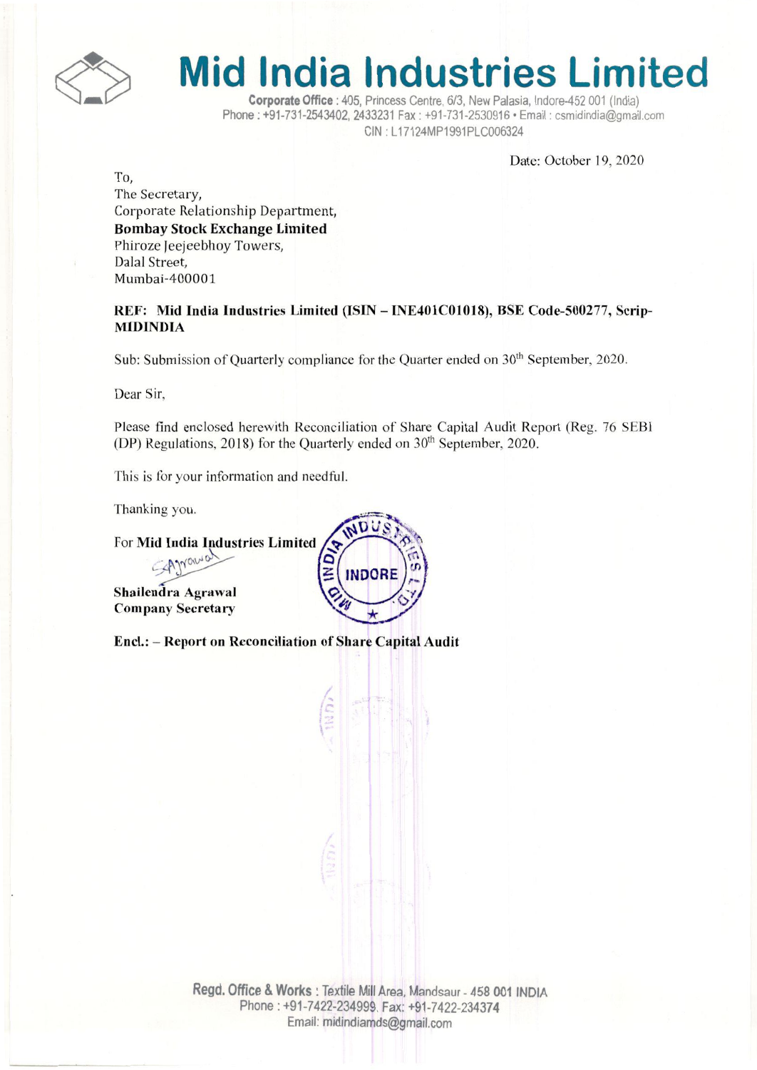# Mid India Industries Limited

**Corporate Office** : 405, Princess Centre, 6/3, New Palasia, Indore-452 001 (India)
Phone : +91-731-2543402, 2433231 Fax : +91-731-2530916 • Email : csmidindia@gmail.com
CIN : L17124MP1991PLC006324

Date: October 19, 2020

To,
The Secretary,
Corporate Relationship Department,
**Bombay Stock Exchange Limited**
Phiroze Jeejeebhoy Towers,
Dalal Street,
Mumbai-400001

**REF: Mid India Industries Limited (ISIN – INE401C01018), BSE Code-500277, Scrip-MIDINDIA**

Sub: Submission of Quarterly compliance for the Quarter ended on 30th September, 2020.

Dear Sir,

Please find enclosed herewith Reconciliation of Share Capital Audit Report (Reg. 76 SEBI (DP) Regulations, 2018) for the Quarterly ended on 30th September, 2020.

This is for your information and needful.

Thanking you.

For **Mid India Industries Limited**

**Shailendra Agrawal**
**Company Secretary**

**Encl.: – Report on Reconciliation of Share Capital Audit**

**Regd. Office & Works** : Textile Mill Area, Mandsaur - 458 001 INDIA
Phone : +91-7422-234999, Fax: +91-7422-234374
Email: midindiamds@gmail.com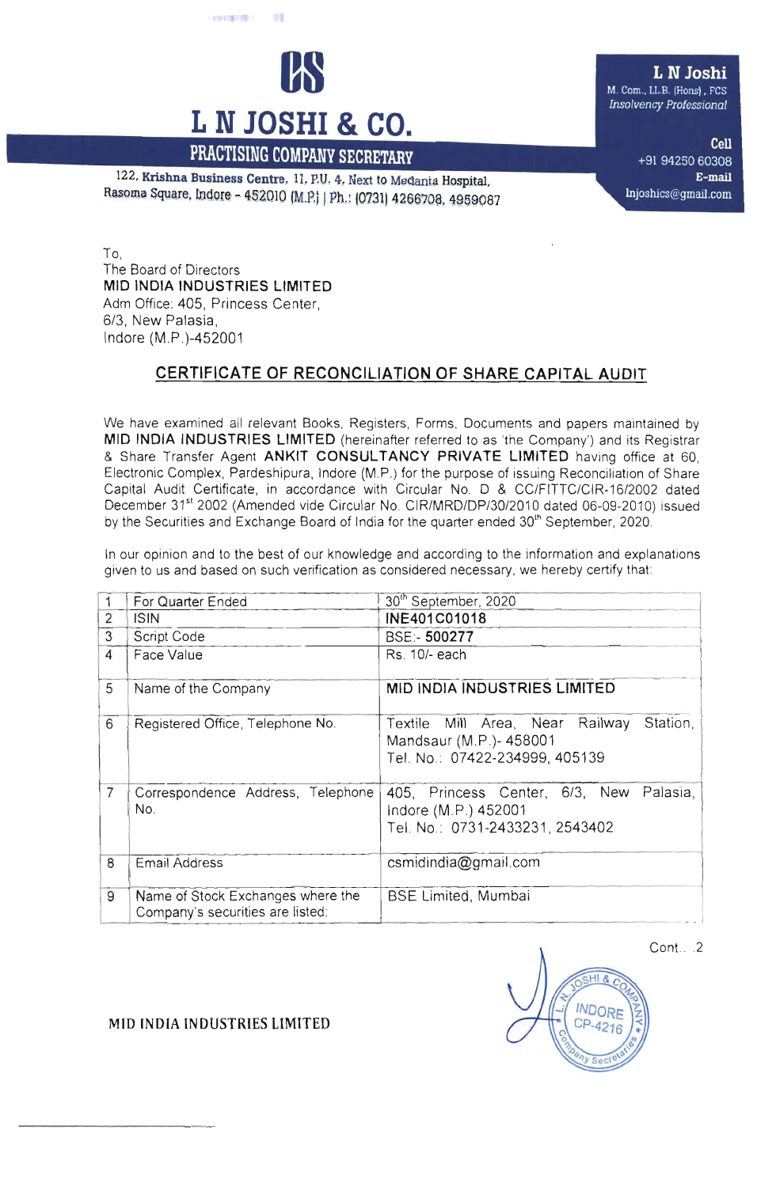# L N JOSHI & CO.

**PRACTISING COMPANY SECRETARY**

122, Krishna Business Centre, 11, P.U. 4, Next to Medanta Hospital, Rasoma Square, Indore - 452010 (M.P.) | Ph.: (0731) 4266708, 4959087

**L N Joshi**
M. Com., LL.B. (Hons), FCS
*Insolvency Professional*

Cell
+91 94250 60308
E-mail
lnjoshics@gmail.com

To,
The Board of Directors
**MID INDIA INDUSTRIES LIMITED**
Adm Office: 405, Princess Center,
6/3, New Palasia,
Indore (M.P.)-452001

## CERTIFICATE OF RECONCILIATION OF SHARE CAPITAL AUDIT

We have examined all relevant Books, Registers, Forms, Documents and papers maintained by **MID INDIA INDUSTRIES LIMITED** (hereinafter referred to as 'the Company') and its Registrar & Share Transfer Agent **ANKIT CONSULTANCY PRIVATE LIMITED** having office at 60, Electronic Complex, Pardeshipura, Indore (M.P.) for the purpose of issuing Reconciliation of Share Capital Audit Certificate, in accordance with Circular No. D & CC/FITTC/CIR-16/2002 dated December 31st 2002 (Amended vide Circular No. CIR/MRD/DP/30/2010 dated 06-09-2010) issued by the Securities and Exchange Board of India for the quarter ended 30th September, 2020.

In our opinion and to the best of our knowledge and according to the information and explanations given to us and based on such verification as considered necessary, we hereby certify that:

| | | |
|---|---|---|
| 1 | For Quarter Ended | 30th September, 2020 |
| 2 | ISIN | **INE401C01018** |
| 3 | Script Code | BSE:- **500277** |
| 4 | Face Value | Rs. 10/- each |
| 5 | Name of the Company | **MID INDIA INDUSTRIES LIMITED** |
| 6 | Registered Office, Telephone No. | Textile Mill Area, Near Railway Station, Mandsaur (M.P.)- 458001<br>Tel. No.: 07422-234999, 405139 |
| 7 | Correspondence Address, Telephone No. | 405, Princess Center, 6/3, New Palasia, Indore (M.P.) 452001<br>Tel. No.: 0731-2433231, 2543402 |
| 8 | Email Address | csmidindia@gmail.com |
| 9 | Name of Stock Exchanges where the Company's securities are listed: | BSE Limited, Mumbai |

Cont...2

MID INDIA INDUSTRIES LIMITED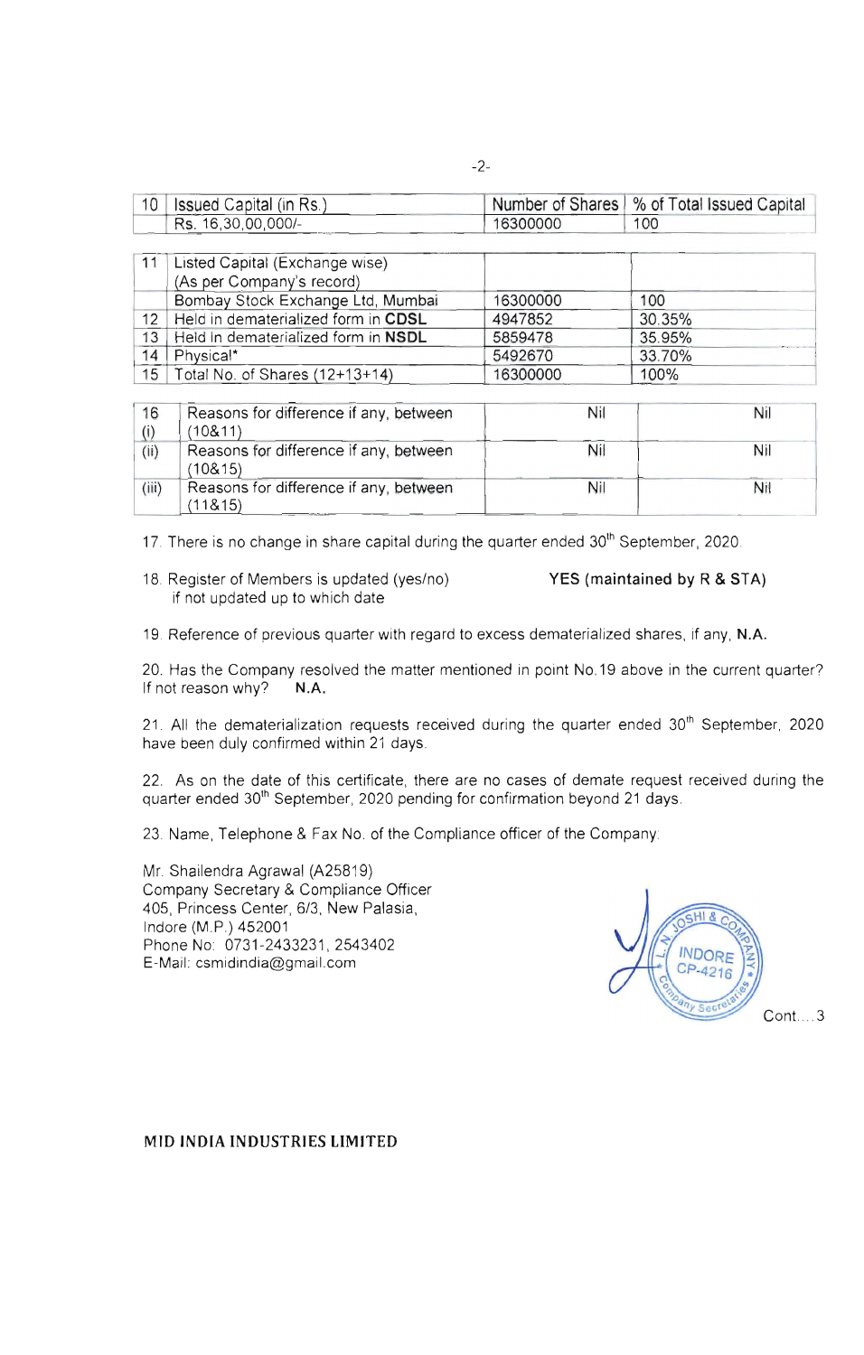| 10 | Issued Capital (in Rs.) | Number of Shares | % of Total Issued Capital |
|---|---|---|---|
| | Rs. 16,30,00,000/- | 16300000 | 100 |

| 11 | Listed Capital (Exchange wise) (As per Company's record) | | |
|---|---|---|---|
| | Bombay Stock Exchange Ltd, Mumbai | 16300000 | 100 |
| 12 | Held in dematerialized form in **CDSL** | 4947852 | 30.35% |
| 13 | Held in dematerialized form in **NSDL** | 5859478 | 35.95% |
| 14 | Physical* | 5492670 | 33.70% |
| 15 | Total No. of Shares (12+13+14) | 16300000 | 100% |

| 16 (i) | Reasons for difference if any, between (10&11) | Nil | Nil |
|---|---|---|---|
| (ii) | Reasons for difference if any, between (10&15) | Nil | Nil |
| (iii) | Reasons for difference if any, between (11&15) | Nil | Nil |

17. There is no change in share capital during the quarter ended 30th September, 2020.

18. Register of Members is updated (yes/no) **YES (maintained by R & STA)**
 if not updated up to which date

19. Reference of previous quarter with regard to excess dematerialized shares, if any, **N.A.**

20. Has the Company resolved the matter mentioned in point No.19 above in the current quarter? If not reason why? **N.A.**

21. All the dematerialization requests received during the quarter ended 30th September, 2020 have been duly confirmed within 21 days.

22. As on the date of this certificate, there are no cases of demate request received during the quarter ended 30th September, 2020 pending for confirmation beyond 21 days.

23. Name, Telephone & Fax No. of the Compliance officer of the Company:

Mr. Shailendra Agrawal (A25819)
Company Secretary & Compliance Officer
405, Princess Center, 6/3, New Palasia,
Indore (M.P.) 452001
Phone No: 0731-2433231, 2543402
E-Mail: csmidindia@gmail.com

L. N. JOSHI & COMPANY Company Secretaries INDORE CP-4216

Cont....3

**MID INDIA INDUSTRIES LIMITED**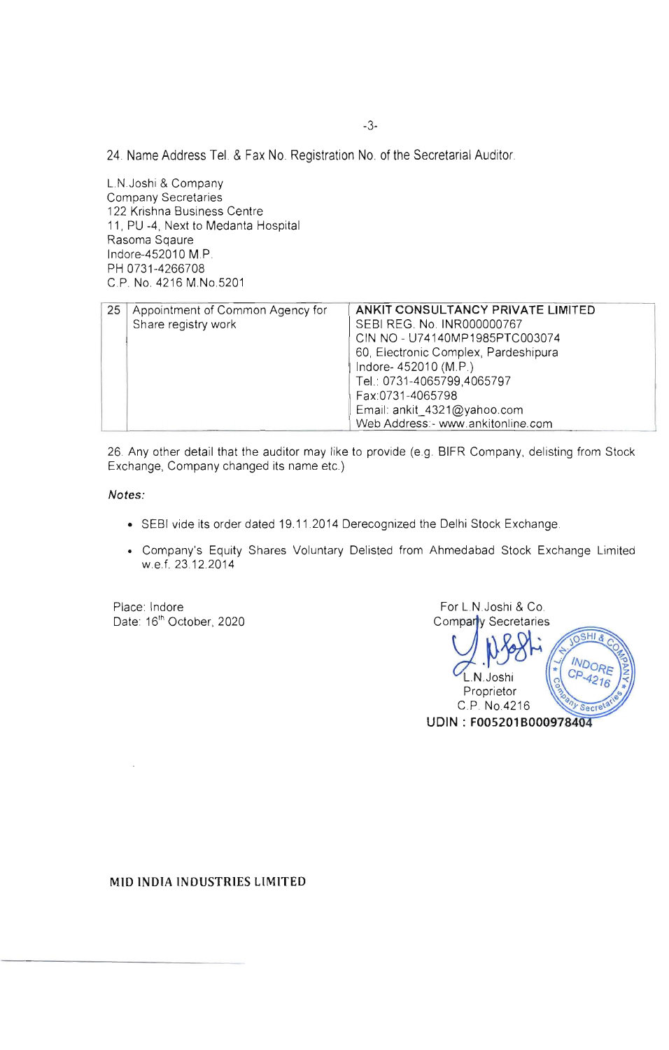24. Name Address Tel. & Fax No. Registration No. of the Secretarial Auditor.

L.N.Joshi & Company
Company Secretaries
122 Krishna Business Centre
11, PU -4, Next to Medanta Hospital
Rasoma Sqaure
Indore-452010 M.P.
PH 0731-4266708
C.P. No. 4216 M.No.5201

| | | |
|---|---|---|
| 25 | Appointment of Common Agency for Share registry work | **ANKIT CONSULTANCY PRIVATE LIMITED**<br>SEBI REG. No. INR000000767<br>CIN NO - U74140MP1985PTC003074<br>60, Electronic Complex, Pardeshipura<br>Indore- 452010 (M.P.)<br>Tel.: 0731-4065799,4065797<br>Fax:0731-4065798<br>Email: ankit_4321@yahoo.com<br>Web Address:- www.ankitonline.com |

26. Any other detail that the auditor may like to provide (e.g. BIFR Company, delisting from Stock Exchange, Company changed its name etc.)

***Notes:***

- SEBI vide its order dated 19.11.2014 Derecognized the Delhi Stock Exchange.
- Company's Equity Shares Voluntary Delisted from Ahmedabad Stock Exchange Limited w.e.f. 23.12.2014

Place: Indore
Date: 16th October, 2020

For L.N.Joshi & Co.
Company Secretaries

L.N.Joshi
Proprietor
C.P. No.4216

**UDIN : F005201B000978404**

**MID INDIA INDUSTRIES LIMITED**